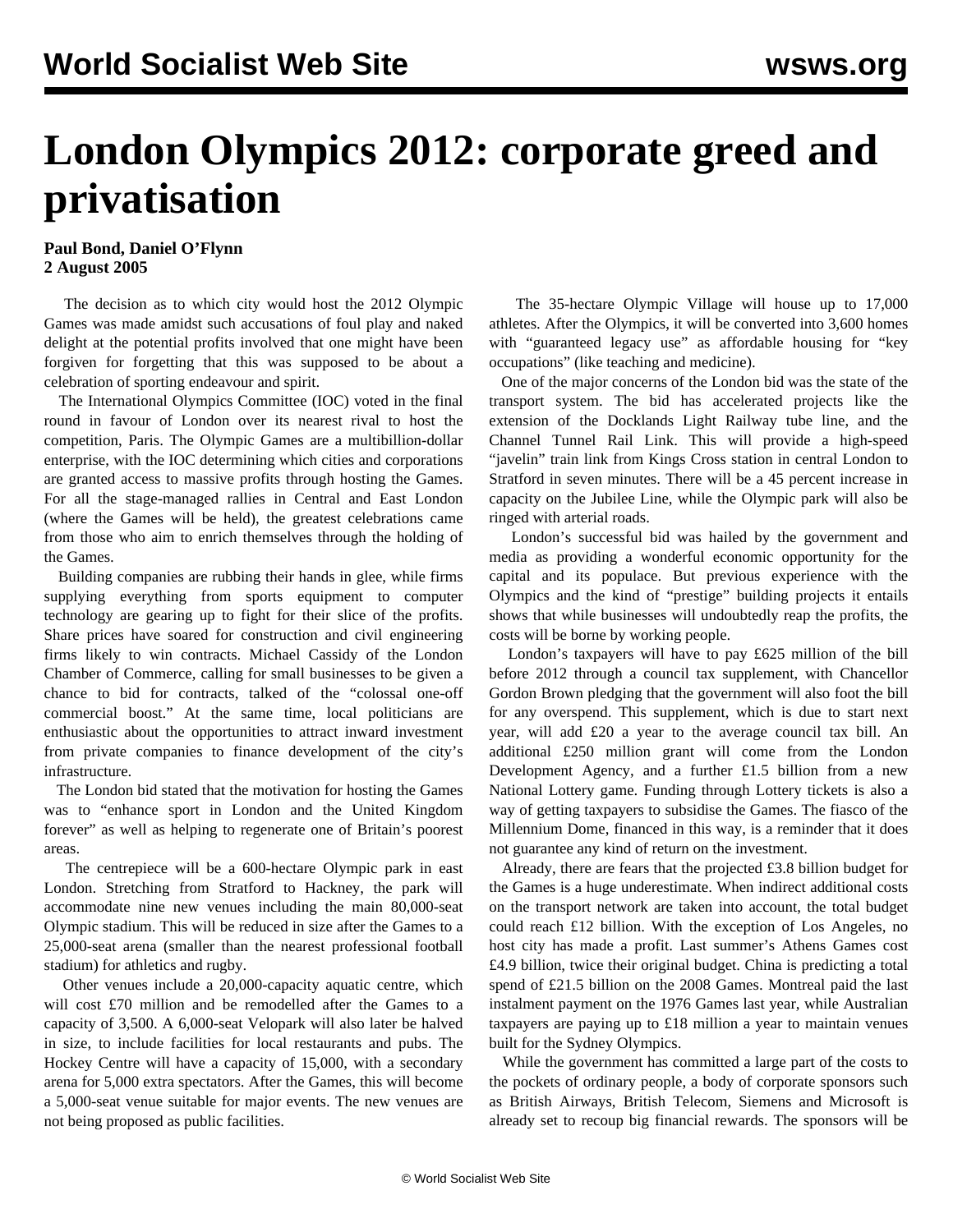# London Olympics 2012: corporate greed and privatisation

**Paul Bond, Daniel O'Flynn**
**2 August 2005**

The decision as to which city would host the 2012 Olympic Games was made amidst such accusations of foul play and naked delight at the potential profits involved that one might have been forgiven for forgetting that this was supposed to be about a celebration of sporting endeavour and spirit.

The International Olympics Committee (IOC) voted in the final round in favour of London over its nearest rival to host the competition, Paris. The Olympic Games are a multibillion-dollar enterprise, with the IOC determining which cities and corporations are granted access to massive profits through hosting the Games. For all the stage-managed rallies in Central and East London (where the Games will be held), the greatest celebrations came from those who aim to enrich themselves through the holding of the Games.

Building companies are rubbing their hands in glee, while firms supplying everything from sports equipment to computer technology are gearing up to fight for their slice of the profits. Share prices have soared for construction and civil engineering firms likely to win contracts. Michael Cassidy of the London Chamber of Commerce, calling for small businesses to be given a chance to bid for contracts, talked of the "colossal one-off commercial boost." At the same time, local politicians are enthusiastic about the opportunities to attract inward investment from private companies to finance development of the city's infrastructure.

The London bid stated that the motivation for hosting the Games was to "enhance sport in London and the United Kingdom forever" as well as helping to regenerate one of Britain's poorest areas.

The centrepiece will be a 600-hectare Olympic park in east London. Stretching from Stratford to Hackney, the park will accommodate nine new venues including the main 80,000-seat Olympic stadium. This will be reduced in size after the Games to a 25,000-seat arena (smaller than the nearest professional football stadium) for athletics and rugby.

Other venues include a 20,000-capacity aquatic centre, which will cost £70 million and be remodelled after the Games to a capacity of 3,500. A 6,000-seat Velopark will also later be halved in size, to include facilities for local restaurants and pubs. The Hockey Centre will have a capacity of 15,000, with a secondary arena for 5,000 extra spectators. After the Games, this will become a 5,000-seat venue suitable for major events. The new venues are not being proposed as public facilities.

The 35-hectare Olympic Village will house up to 17,000 athletes. After the Olympics, it will be converted into 3,600 homes with "guaranteed legacy use" as affordable housing for "key occupations" (like teaching and medicine).

One of the major concerns of the London bid was the state of the transport system. The bid has accelerated projects like the extension of the Docklands Light Railway tube line, and the Channel Tunnel Rail Link. This will provide a high-speed "javelin" train link from Kings Cross station in central London to Stratford in seven minutes. There will be a 45 percent increase in capacity on the Jubilee Line, while the Olympic park will also be ringed with arterial roads.

London's successful bid was hailed by the government and media as providing a wonderful economic opportunity for the capital and its populace. But previous experience with the Olympics and the kind of "prestige" building projects it entails shows that while businesses will undoubtedly reap the profits, the costs will be borne by working people.

London's taxpayers will have to pay £625 million of the bill before 2012 through a council tax supplement, with Chancellor Gordon Brown pledging that the government will also foot the bill for any overspend. This supplement, which is due to start next year, will add £20 a year to the average council tax bill. An additional £250 million grant will come from the London Development Agency, and a further £1.5 billion from a new National Lottery game. Funding through Lottery tickets is also a way of getting taxpayers to subsidise the Games. The fiasco of the Millennium Dome, financed in this way, is a reminder that it does not guarantee any kind of return on the investment.

Already, there are fears that the projected £3.8 billion budget for the Games is a huge underestimate. When indirect additional costs on the transport network are taken into account, the total budget could reach £12 billion. With the exception of Los Angeles, no host city has made a profit. Last summer's Athens Games cost £4.9 billion, twice their original budget. China is predicting a total spend of £21.5 billion on the 2008 Games. Montreal paid the last instalment payment on the 1976 Games last year, while Australian taxpayers are paying up to £18 million a year to maintain venues built for the Sydney Olympics.

While the government has committed a large part of the costs to the pockets of ordinary people, a body of corporate sponsors such as British Airways, British Telecom, Siemens and Microsoft is already set to recoup big financial rewards. The sponsors will be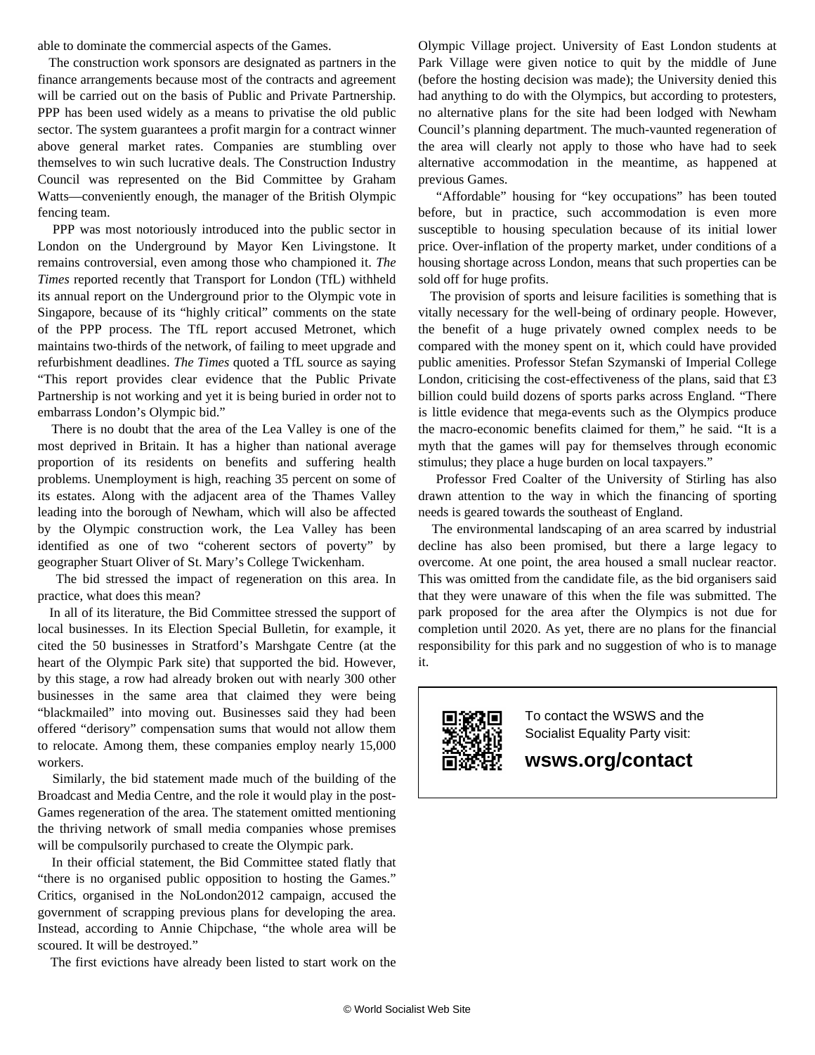able to dominate the commercial aspects of the Games.

The construction work sponsors are designated as partners in the finance arrangements because most of the contracts and agreement will be carried out on the basis of Public and Private Partnership. PPP has been used widely as a means to privatise the old public sector. The system guarantees a profit margin for a contract winner above general market rates. Companies are stumbling over themselves to win such lucrative deals. The Construction Industry Council was represented on the Bid Committee by Graham Watts—conveniently enough, the manager of the British Olympic fencing team.

PPP was most notoriously introduced into the public sector in London on the Underground by Mayor Ken Livingstone. It remains controversial, even among those who championed it. *The Times* reported recently that Transport for London (TfL) withheld its annual report on the Underground prior to the Olympic vote in Singapore, because of its "highly critical" comments on the state of the PPP process. The TfL report accused Metronet, which maintains two-thirds of the network, of failing to meet upgrade and refurbishment deadlines. *The Times* quoted a TfL source as saying "This report provides clear evidence that the Public Private Partnership is not working and yet it is being buried in order not to embarrass London's Olympic bid."

There is no doubt that the area of the Lea Valley is one of the most deprived in Britain. It has a higher than national average proportion of its residents on benefits and suffering health problems. Unemployment is high, reaching 35 percent on some of its estates. Along with the adjacent area of the Thames Valley leading into the borough of Newham, which will also be affected by the Olympic construction work, the Lea Valley has been identified as one of two "coherent sectors of poverty" by geographer Stuart Oliver of St. Mary's College Twickenham.

The bid stressed the impact of regeneration on this area. In practice, what does this mean?

In all of its literature, the Bid Committee stressed the support of local businesses. In its Election Special Bulletin, for example, it cited the 50 businesses in Stratford's Marshgate Centre (at the heart of the Olympic Park site) that supported the bid. However, by this stage, a row had already broken out with nearly 300 other businesses in the same area that claimed they were being "blackmailed" into moving out. Businesses said they had been offered "derisory" compensation sums that would not allow them to relocate. Among them, these companies employ nearly 15,000 workers.

Similarly, the bid statement made much of the building of the Broadcast and Media Centre, and the role it would play in the post-Games regeneration of the area. The statement omitted mentioning the thriving network of small media companies whose premises will be compulsorily purchased to create the Olympic park.

In their official statement, the Bid Committee stated flatly that "there is no organised public opposition to hosting the Games." Critics, organised in the NoLondon2012 campaign, accused the government of scrapping previous plans for developing the area. Instead, according to Annie Chipchase, "the whole area will be scoured. It will be destroyed."

The first evictions have already been listed to start work on the Olympic Village project. University of East London students at Park Village were given notice to quit by the middle of June (before the hosting decision was made); the University denied this had anything to do with the Olympics, but according to protesters, no alternative plans for the site had been lodged with Newham Council's planning department. The much-vaunted regeneration of the area will clearly not apply to those who have had to seek alternative accommodation in the meantime, as happened at previous Games.

"Affordable" housing for "key occupations" has been touted before, but in practice, such accommodation is even more susceptible to housing speculation because of its initial lower price. Over-inflation of the property market, under conditions of a housing shortage across London, means that such properties can be sold off for huge profits.

The provision of sports and leisure facilities is something that is vitally necessary for the well-being of ordinary people. However, the benefit of a huge privately owned complex needs to be compared with the money spent on it, which could have provided public amenities. Professor Stefan Szymanski of Imperial College London, criticising the cost-effectiveness of the plans, said that £3 billion could build dozens of sports parks across England. "There is little evidence that mega-events such as the Olympics produce the macro-economic benefits claimed for them," he said. "It is a myth that the games will pay for themselves through economic stimulus; they place a huge burden on local taxpayers."

Professor Fred Coalter of the University of Stirling has also drawn attention to the way in which the financing of sporting needs is geared towards the southeast of England.

The environmental landscaping of an area scarred by industrial decline has also been promised, but there a large legacy to overcome. At one point, the area housed a small nuclear reactor. This was omitted from the candidate file, as the bid organisers said that they were unaware of this when the file was submitted. The park proposed for the area after the Olympics is not due for completion until 2020. As yet, there are no plans for the financial responsibility for this park and no suggestion of who is to manage it.

To contact the WSWS and the Socialist Equality Party visit:

**wsws.org/contact**